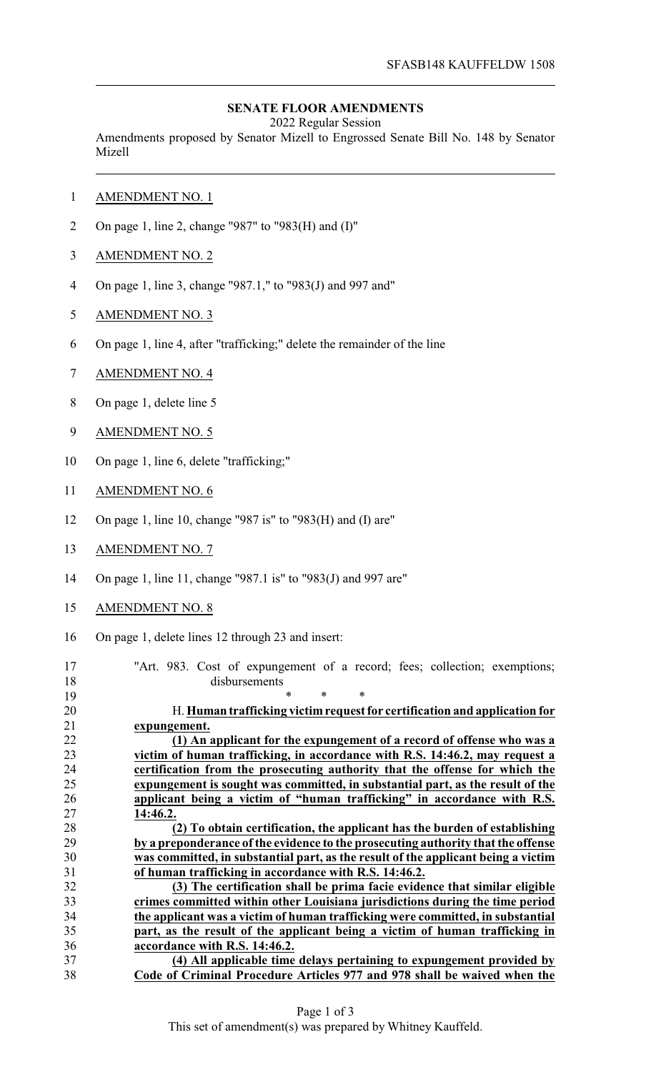SFASB148 KAUFFELDW 1508

**SENATE FLOOR AMENDMENTS**

2022 Regular Session

Amendments proposed by Senator Mizell to Engrossed Senate Bill No. 148 by Senator Mizell

AMENDMENT NO. 1

On page 1, line 2, change "987" to "983(H) and (I)"

AMENDMENT NO. 2

On page 1, line 3, change "987.1," to "983(J) and 997 and"

AMENDMENT NO. 3

On page 1, line 4, after "trafficking;" delete the remainder of the line

AMENDMENT NO. 4

On page 1, delete line 5

AMENDMENT NO. 5

On page 1, line 6, delete "trafficking;"

AMENDMENT NO. 6

On page 1, line 10, change "987 is" to "983(H) and (I) are"

AMENDMENT NO. 7

On page 1, line 11, change "987.1 is" to "983(J) and 997 are"

AMENDMENT NO. 8

On page 1, delete lines 12 through 23 and insert:

"Art. 983. Cost of expungement of a record; fees; collection; exemptions; disbursements

\* \* \*

H. **Human trafficking victim request for certification and application for expungement.**

**(1) An applicant for the expungement of a record of offense who was a victim of human trafficking, in accordance with R.S. 14:46.2, may request a certification from the prosecuting authority that the offense for which the expungement is sought was committed, in substantial part, as the result of the applicant being a victim of "human trafficking" in accordance with R.S. 14:46.2.**

**(2) To obtain certification, the applicant has the burden of establishing by a preponderance of the evidence to the prosecuting authority that the offense was committed, in substantial part, as the result of the applicant being a victim of human trafficking in accordance with R.S. 14:46.2.**

**(3) The certification shall be prima facie evidence that similar eligible crimes committed within other Louisiana jurisdictions during the time period the applicant was a victim of human trafficking were committed, in substantial part, as the result of the applicant being a victim of human trafficking in accordance with R.S. 14:46.2.**

**(4) All applicable time delays pertaining to expungement provided by Code of Criminal Procedure Articles 977 and 978 shall be waived when the**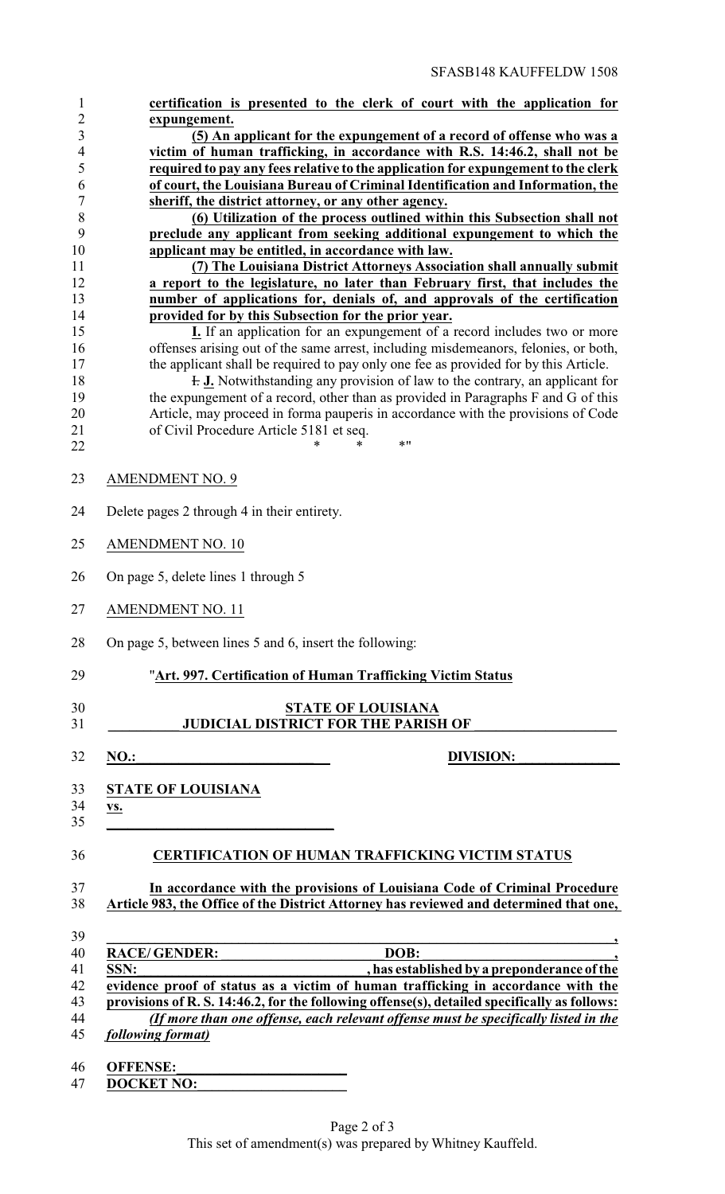**certification is presented to the clerk of court with the application for expungement.**

**(5) An applicant for the expungement of a record of offense who was a victim of human trafficking, in accordance with R.S. 14:46.2, shall not be required to pay any fees relative to the application for expungement to the clerk of court, the Louisiana Bureau of Criminal Identification and Information, the sheriff, the district attorney, or any other agency.**

**(6) Utilization of the process outlined within this Subsection shall not preclude any applicant from seeking additional expungement to which the applicant may be entitled, in accordance with law.**

**(7) The Louisiana District Attorneys Association shall annually submit a report to the legislature, no later than February first, that includes the number of applications for, denials of, and approvals of the certification provided for by this Subsection for the prior year.**

**I.** If an application for an expungement of a record includes two or more offenses arising out of the same arrest, including misdemeanors, felonies, or both, the applicant shall be required to pay only one fee as provided for by this Article.

~~I.~~ **J.** Notwithstanding any provision of law to the contrary, an applicant for the expungement of a record, other than as provided in Paragraphs F and G of this Article, may proceed in forma pauperis in accordance with the provisions of Code of Civil Procedure Article 5181 et seq.

\* \* \*"

AMENDMENT NO. 9

Delete pages 2 through 4 in their entirety.

AMENDMENT NO. 10

On page 5, delete lines 1 through 5

AMENDMENT NO. 11

On page 5, between lines 5 and 6, insert the following:

"**Art. 997. Certification of Human Trafficking Victim Status**

**STATE OF LOUISIANA**
**\_\_\_\_\_\_\_\_\_\_ JUDICIAL DISTRICT FOR THE PARISH OF \_\_\_\_\_\_\_\_\_\_\_\_\_\_\_\_\_\_\_\_**

**NO.: \_\_\_\_\_\_\_\_\_\_\_\_\_\_\_\_\_\_\_\_\_\_\_\_\_** **DIVISION: \_\_\_\_\_\_\_\_\_\_\_\_\_\_\_**

**STATE OF LOUISIANA**
**vs.**
**\_\_\_\_\_\_\_\_\_\_\_\_\_\_\_\_\_\_\_\_\_\_\_\_\_\_\_\_\_\_**

**CERTIFICATION OF HUMAN TRAFFICKING VICTIM STATUS**

**In accordance with the provisions of Louisiana Code of Criminal Procedure Article 983, the Office of the District Attorney has reviewed and determined that one,**

**\_\_\_\_\_\_\_\_\_\_\_\_\_\_\_\_\_\_\_\_\_\_\_\_\_\_\_\_\_\_\_\_\_\_\_\_\_\_\_\_\_\_\_\_\_\_\_\_\_\_\_\_\_\_\_\_\_\_\_\_\_\_\_\_\_\_\_\_\_\_\_\_\_\_,**
**RACE/ GENDER: \_\_\_\_\_\_\_\_\_\_\_\_\_\_\_\_\_\_\_\_ DOB: \_\_\_\_\_\_\_\_\_\_\_\_\_\_\_\_\_\_\_\_\_\_\_\_\_,**
**SSN: \_\_\_\_\_\_\_\_\_\_\_\_\_\_\_\_\_\_\_\_\_\_\_\_\_\_\_\_\_\_\_\_\_\_, has established by a preponderance of the evidence proof of status as a victim of human trafficking in accordance with the provisions of R. S. 14:46.2, for the following offense(s), detailed specifically as follows:**

***(If more than one offense, each relevant offense must be specifically listed in the following format)***

**OFFENSE: \_\_\_\_\_\_\_\_\_\_\_\_\_\_\_\_\_\_\_\_\_\_\_\_\_\_**
**DOCKET NO: \_\_\_\_\_\_\_\_\_\_\_\_\_\_\_\_\_\_\_\_\_\_\_**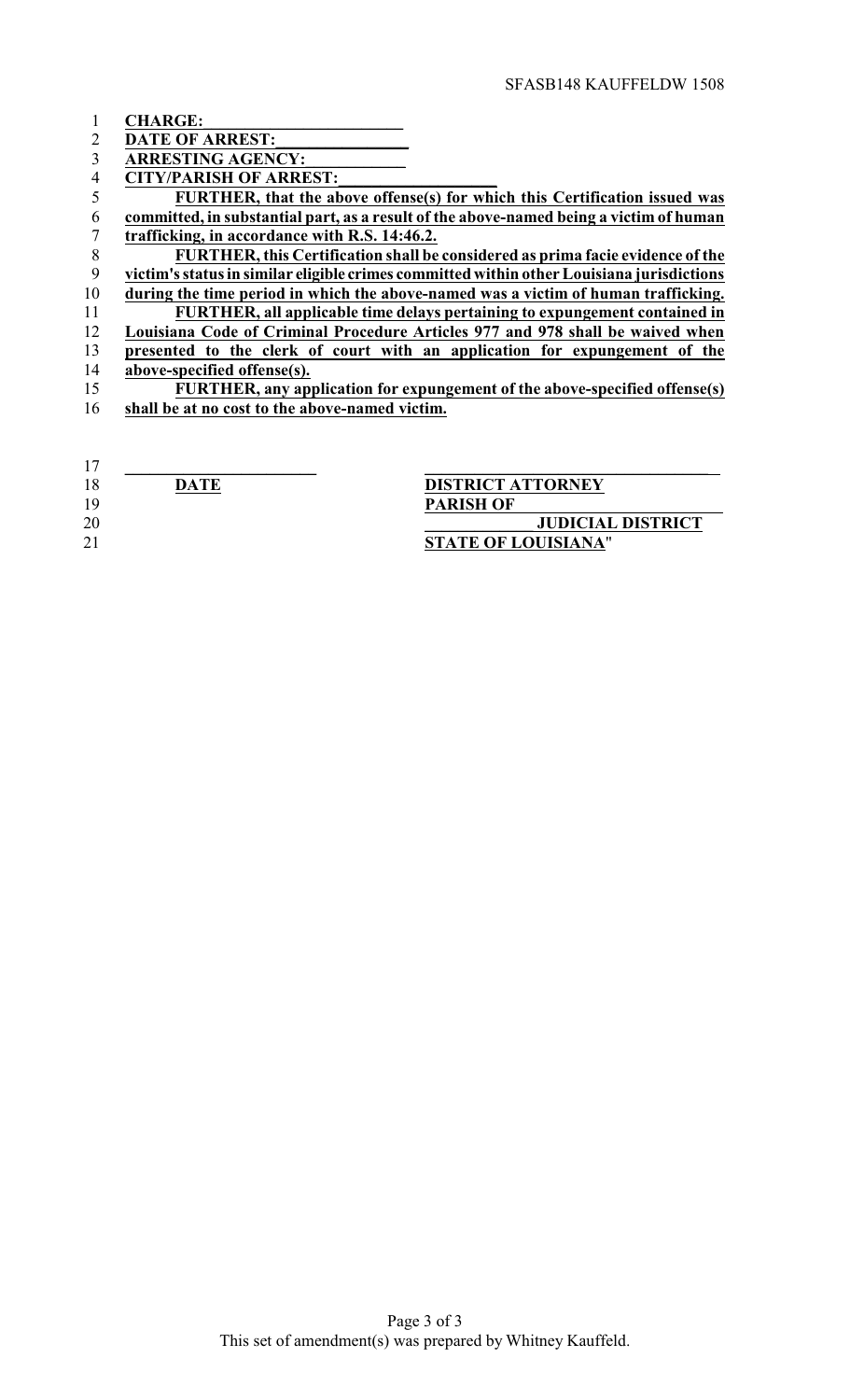**CHARGE:** \_\_\_\_\_\_\_\_\_\_\_\_\_\_\_\_\_\_\_\_\_\_\_\_

**DATE OF ARREST:** \_\_\_\_\_\_\_\_\_\_\_\_\_\_\_\_

**ARRESTING AGENCY:** \_\_\_\_\_\_\_\_\_\_\_\_

**CITY/PARISH OF ARREST:** \_\_\_\_\_\_\_\_\_\_\_\_\_\_\_\_\_\_\_

**FURTHER, that the above offense(s) for which this Certification issued was committed, in substantial part, as a result of the above-named being a victim of human trafficking, in accordance with R.S. 14:46.2.**

**FURTHER, this Certification shall be considered as prima facie evidence of the victim's status in similar eligible crimes committed within other Louisiana jurisdictions during the time period in which the above-named was a victim of human trafficking.**

**FURTHER, all applicable time delays pertaining to expungement contained in Louisiana Code of Criminal Procedure Articles 977 and 978 shall be waived when presented to the clerk of court with an application for expungement of the above-specified offense(s).**

**FURTHER, any application for expungement of the above-specified offense(s) shall be at no cost to the above-named victim.**

\_\_\_\_\_\_\_\_\_\_\_\_\_\_\_\_\_\_\_\_\_\_\_\_ \_\_\_\_\_\_\_\_\_\_\_\_\_\_\_\_\_\_\_\_\_\_\_\_\_\_\_\_\_\_\_\_\_\_\_\_

**DATE** **DISTRICT ATTORNEY**

**PARISH OF** \_\_\_\_\_\_\_\_\_\_\_\_\_\_\_\_\_\_\_\_

\_\_\_\_\_\_\_\_\_\_\_\_ **JUDICIAL DISTRICT**

**STATE OF LOUISIANA**"

This set of amendment(s) was prepared by Whitney Kauffeld.